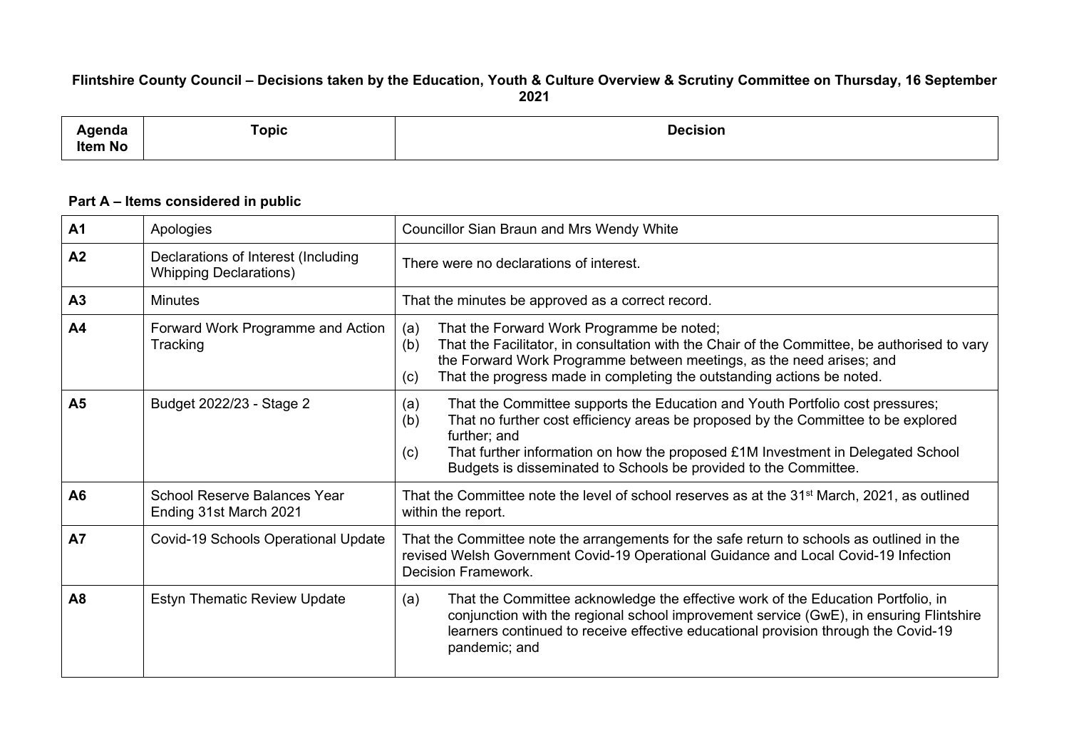**Flintshire County Council – Decisions taken by the Education, Youth & Culture Overview & Scrutiny Committee on Thursday, 16 September 2021**

| Agenda Item No | Topic | Decision |
|---|---|---|

**Part A – Items considered in public**

| Agenda Item No | Topic | Decision |
|---|---|---|
| **A1** | Apologies | Councillor Sian Braun and Mrs Wendy White |
| **A2** | Declarations of Interest (Including Whipping Declarations) | There were no declarations of interest. |
| **A3** | Minutes | That the minutes be approved as a correct record. |
| **A4** | Forward Work Programme and Action Tracking | (a) That the Forward Work Programme be noted;<br>(b) That the Facilitator, in consultation with the Chair of the Committee, be authorised to vary the Forward Work Programme between meetings, as the need arises; and<br>(c) That the progress made in completing the outstanding actions be noted. |
| **A5** | Budget 2022/23 - Stage 2 | (a) That the Committee supports the Education and Youth Portfolio cost pressures;<br>(b) That no further cost efficiency areas be proposed by the Committee to be explored further; and<br>(c) That further information on how the proposed £1M Investment in Delegated School Budgets is disseminated to Schools be provided to the Committee. |
| **A6** | School Reserve Balances Year Ending 31st March 2021 | That the Committee note the level of school reserves as at the 31st March, 2021, as outlined within the report. |
| **A7** | Covid-19 Schools Operational Update | That the Committee note the arrangements for the safe return to schools as outlined in the revised Welsh Government Covid-19 Operational Guidance and Local Covid-19 Infection Decision Framework. |
| **A8** | Estyn Thematic Review Update | (a) That the Committee acknowledge the effective work of the Education Portfolio, in conjunction with the regional school improvement service (GwE), in ensuring Flintshire learners continued to receive effective educational provision through the Covid-19 pandemic; and |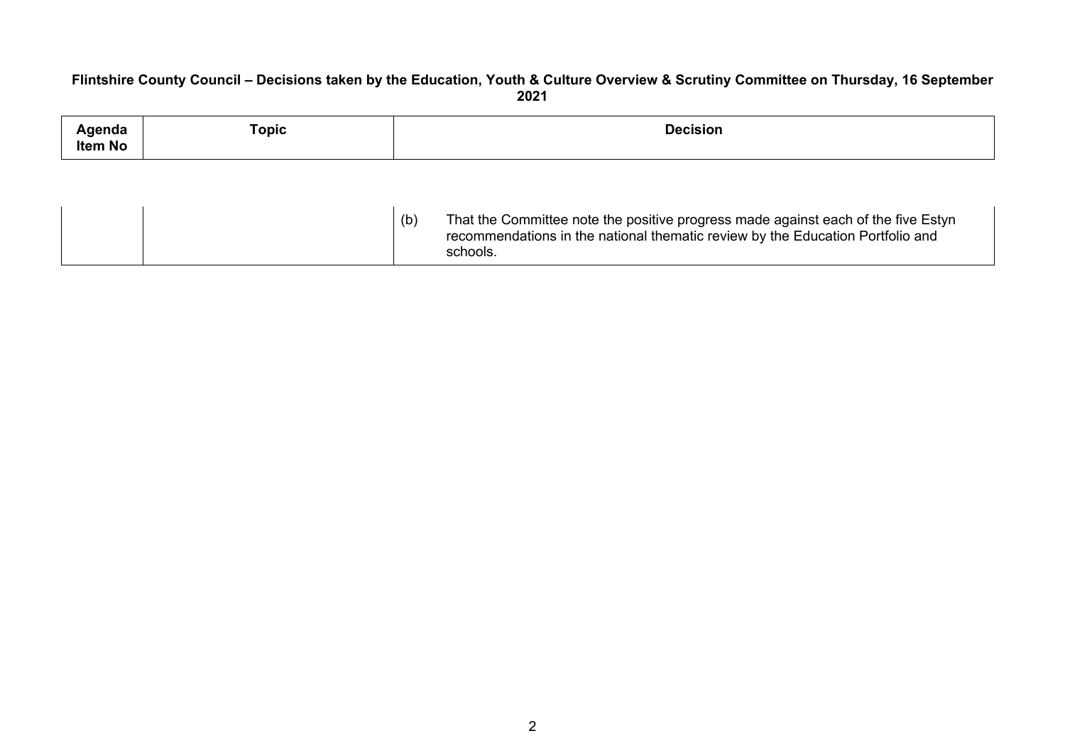**Flintshire County Council – Decisions taken by the Education, Youth & Culture Overview & Scrutiny Committee on Thursday, 16 September 2021**

| Agenda Item No | Topic | Decision |
|---|---|---|
| | | (b) That the Committee note the positive progress made against each of the five Estyn recommendations in the national thematic review by the Education Portfolio and schools. |